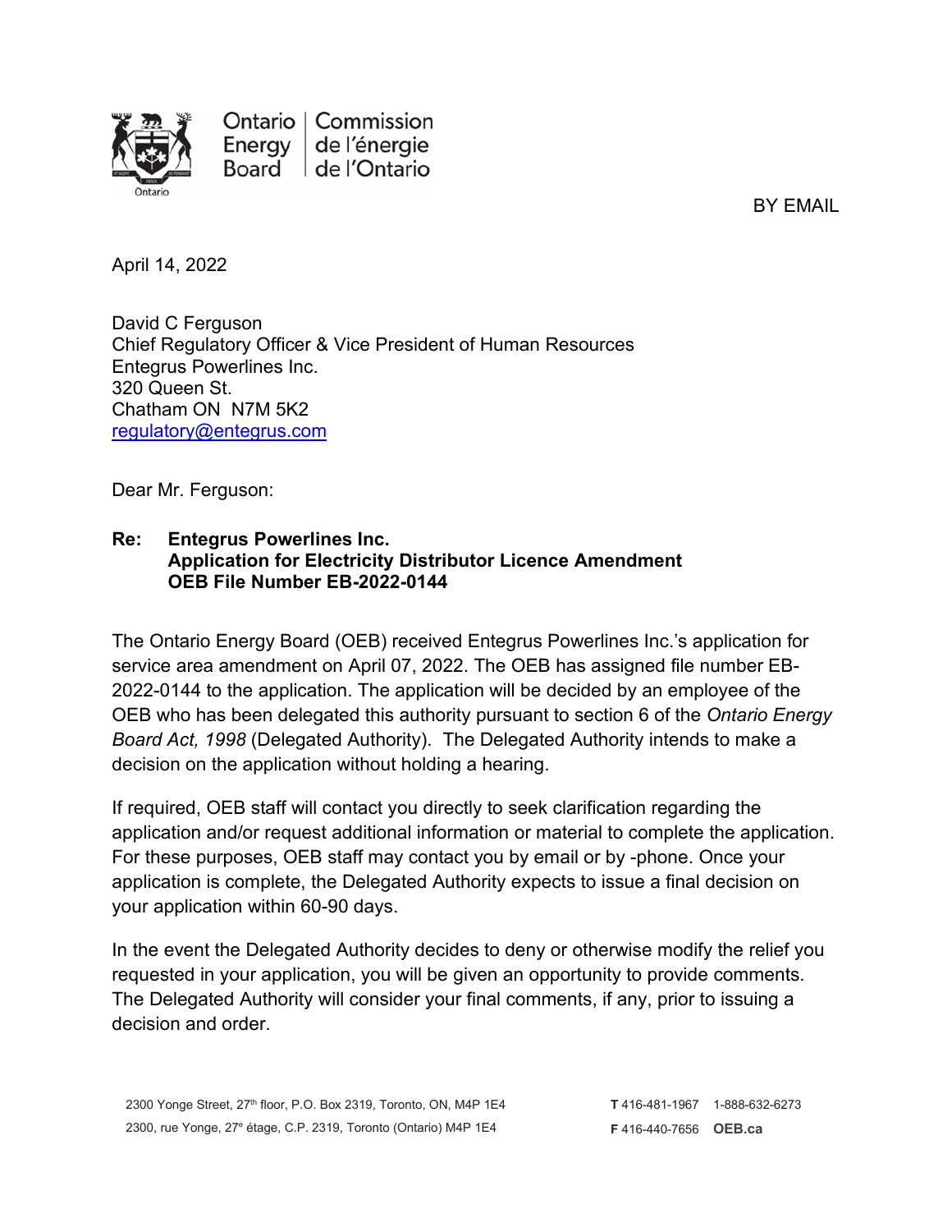Ontario Energy Board | Commission de l'énergie de l'Ontario

BY EMAIL

April 14, 2022

David C Ferguson
Chief Regulatory Officer & Vice President of Human Resources
Entegrus Powerlines Inc.
320 Queen St.
Chatham ON N7M 5K2
regulatory@entegrus.com

Dear Mr. Ferguson:

**Re: Entegrus Powerlines Inc.**
**Application for Electricity Distributor Licence Amendment**
**OEB File Number EB-2022-0144**

The Ontario Energy Board (OEB) received Entegrus Powerlines Inc.'s application for service area amendment on April 07, 2022. The OEB has assigned file number EB-2022-0144 to the application. The application will be decided by an employee of the OEB who has been delegated this authority pursuant to section 6 of the *Ontario Energy Board Act, 1998* (Delegated Authority). The Delegated Authority intends to make a decision on the application without holding a hearing.

If required, OEB staff will contact you directly to seek clarification regarding the application and/or request additional information or material to complete the application. For these purposes, OEB staff may contact you by email or by -phone. Once your application is complete, the Delegated Authority expects to issue a final decision on your application within 60-90 days.

In the event the Delegated Authority decides to deny or otherwise modify the relief you requested in your application, you will be given an opportunity to provide comments. The Delegated Authority will consider your final comments, if any, prior to issuing a decision and order.

2300 Yonge Street, 27th floor, P.O. Box 2319, Toronto, ON, M4P 1E4
2300, rue Yonge, 27e étage, C.P. 2319, Toronto (Ontario) M4P 1E4

**T** 416-481-1967 1-888-632-6273
**F** 416-440-7656 **OEB.ca**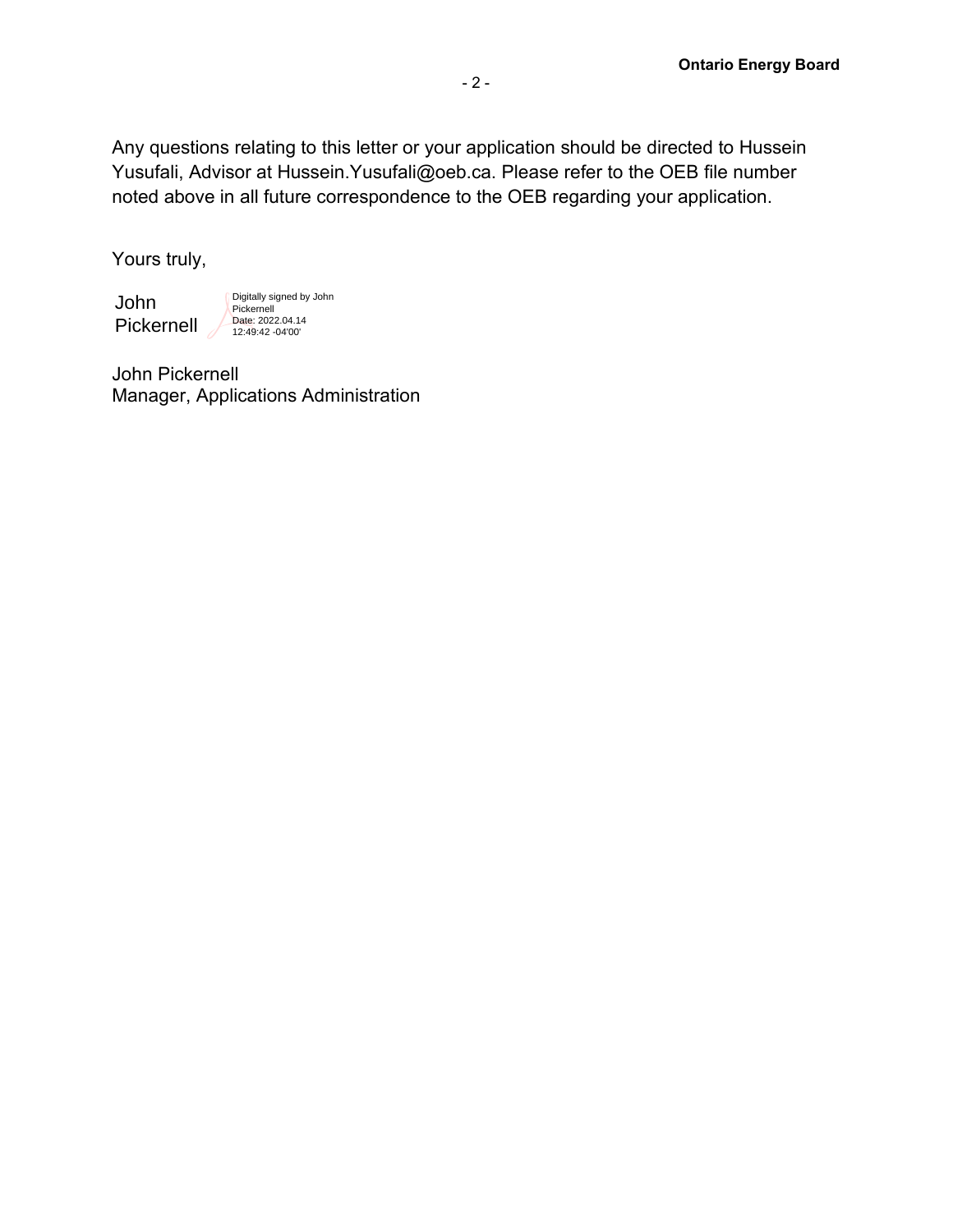Any questions relating to this letter or your application should be directed to Hussein Yusufali, Advisor at Hussein.Yusufali@oeb.ca. Please refer to the OEB file number noted above in all future correspondence to the OEB regarding your application.

Yours truly,

John Pickernell

Digitally signed by John Pickernell
Date: 2022.04.14 12:49:42 -04'00'

John Pickernell
Manager, Applications Administration